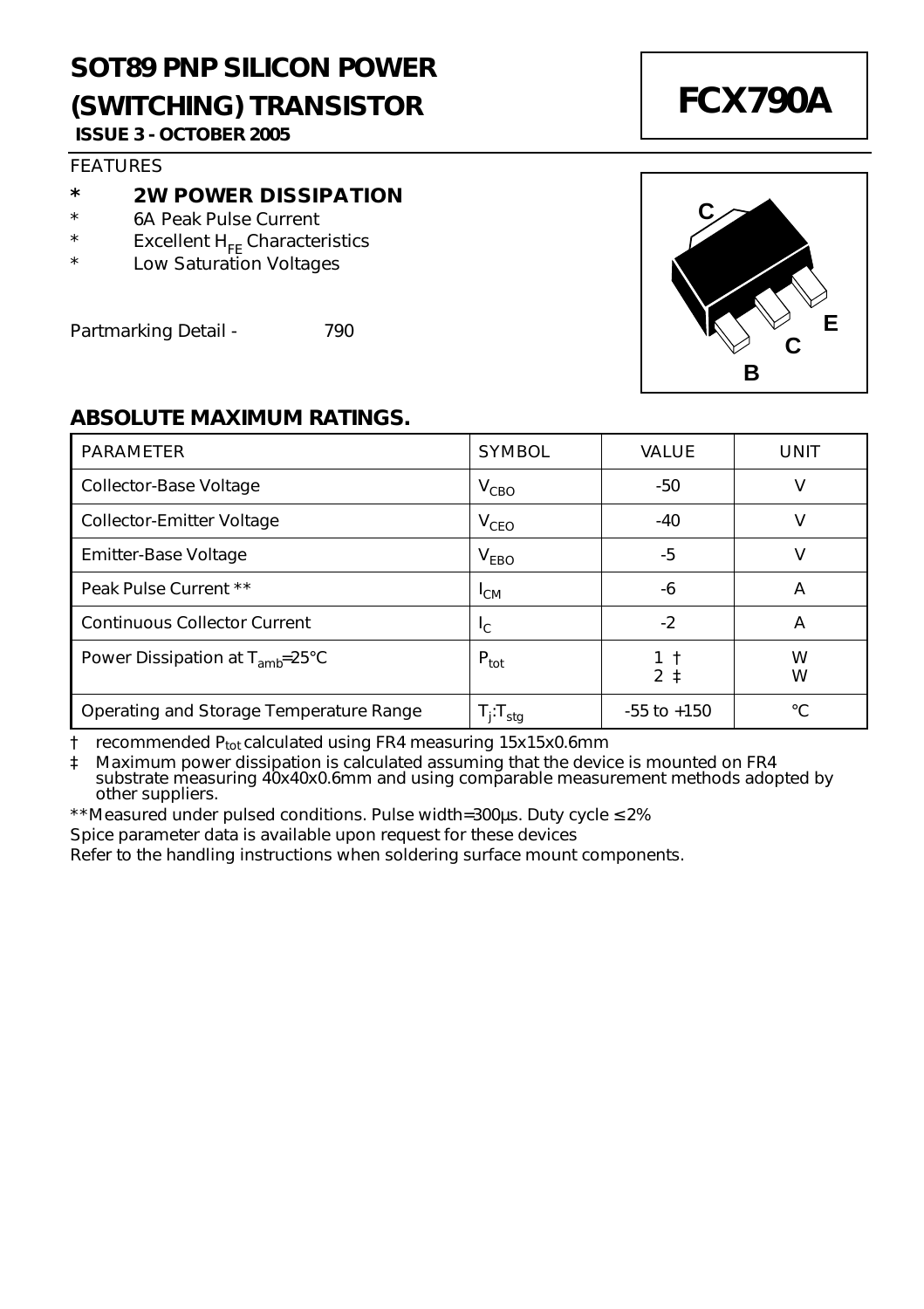# SOT89 PNP SILICON POWER (SWITCHING) TRANSISTOR

**ISSUE 3 - OCTOBER 2005**

# FCX790A

FEATURES

- **2W POWER DISSIPATION**
- 6A Peak Pulse Current
- Excellent $H_{FE}$ Characteristics
- Low Saturation Voltages

Partmarking Detail - 790

C

E

C

B

## ABSOLUTE MAXIMUM RATINGS.

| PARAMETER | SYMBOL | VALUE | UNIT |
|---|---|---|---|
| Collector-Base Voltage | $V_{CBO}$ | -50 | V |
| Collector-Emitter Voltage | $V_{CEO}$ | -40 | V |
| Emitter-Base Voltage | $V_{EBO}$ | -5 | V |
| Peak Pulse Current ** | $I_{CM}$ | -6 | A |
| Continuous Collector Current | $I_C$ | -2 | A |
| Power Dissipation at $T_{amb}$=25°C | $P_{tot}$ | 1 †<br>2 ‡ | W<br>W |
| Operating and Storage Temperature Range | $T_j$:$T_{stg}$ | -55 to +150 | °C |

† recommended $P_{tot}$ calculated using FR4 measuring 15x15x0.6mm

‡ Maximum power dissipation is calculated assuming that the device is mounted on FR4 substrate measuring 40x40x0.6mm and using comparable measurement methods adopted by other suppliers.

**Measured under pulsed conditions. Pulse width=300μs. Duty cycle ≤ 2%

Spice parameter data is available upon request for these devices

Refer to the handling instructions when soldering surface mount components.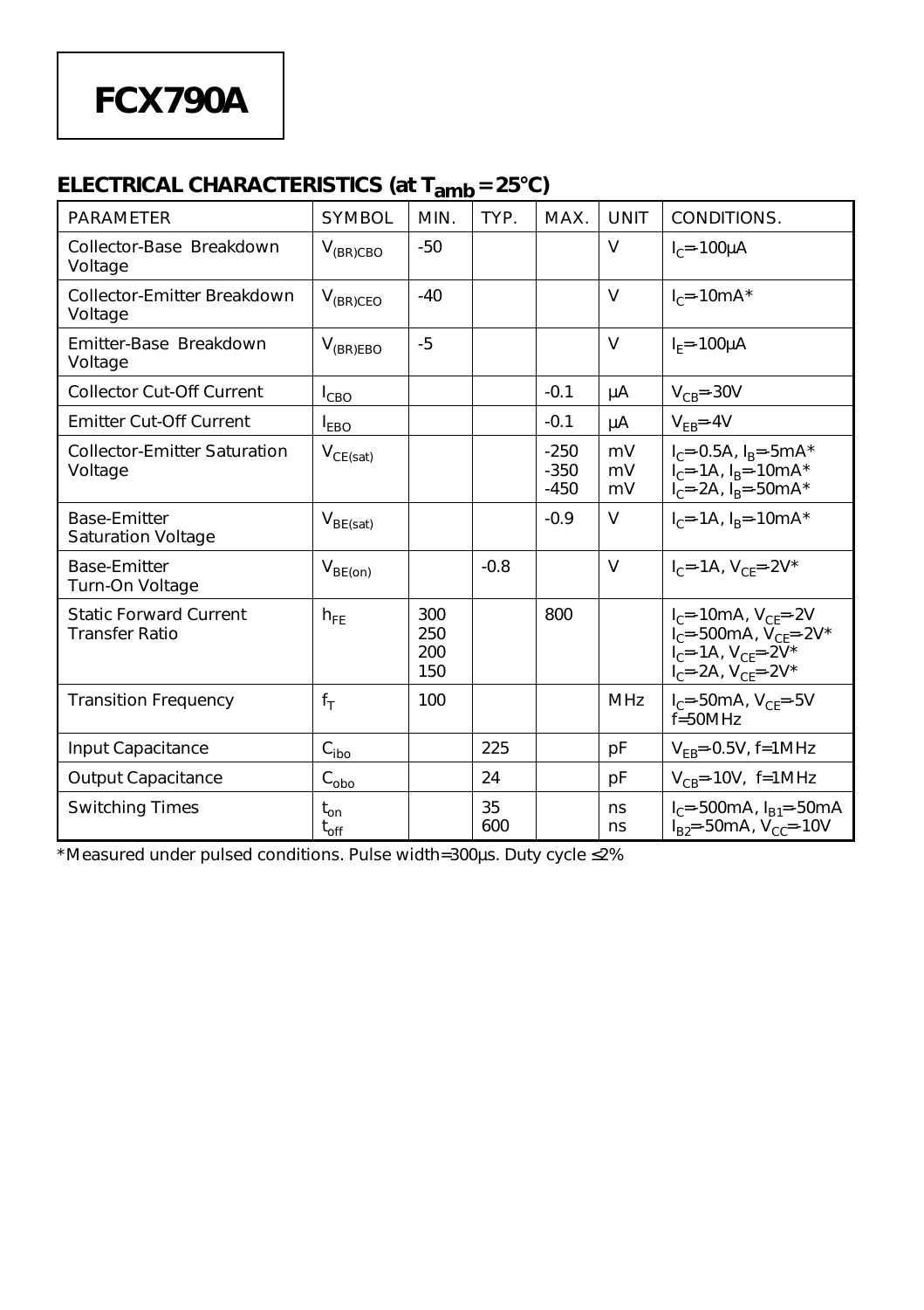# FCX790A

## ELECTRICAL CHARACTERISTICS (at $T_{amb}$ = 25°C)

| PARAMETER | SYMBOL | MIN. | TYP. | MAX. | UNIT | CONDITIONS. |
|---|---|---|---|---|---|---|
| Collector-Base Breakdown Voltage | $V_{(BR)CBO}$ | -50 | | | V | $I_C$=-100μA |
| Collector-Emitter Breakdown Voltage | $V_{(BR)CEO}$ | -40 | | | V | $I_C$=-10mA* |
| Emitter-Base Breakdown Voltage | $V_{(BR)EBO}$ | -5 | | | V | $I_E$=-100μA |
| Collector Cut-Off Current | $I_{CBO}$ | | | -0.1 | μA | $V_{CB}$=-30V |
| Emitter Cut-Off Current | $I_{EBO}$ | | | -0.1 | μA | $V_{EB}$=-4V |
| Collector-Emitter Saturation Voltage | $V_{CE(sat)}$ | | | -250<br>-350<br>-450 | mV<br>mV<br>mV | $I_C$=-0.5A, $I_B$=-5mA*<br>$I_C$=-1A, $I_B$=-10mA*<br>$I_C$=-2A, $I_B$=-50mA* |
| Base-Emitter Saturation Voltage | $V_{BE(sat)}$ | | | -0.9 | V | $I_C$=-1A, $I_B$=-10mA* |
| Base-Emitter Turn-On Voltage | $V_{BE(on)}$ | | -0.8 | | V | $I_C$=-1A, $V_{CE}$=-2V* |
| Static Forward Current Transfer Ratio | $h_{FE}$ | 300<br>250<br>200<br>150 | | 800 | | $I_C$=-10mA, $V_{CE}$=-2V<br>$I_C$=-500mA, $V_{CE}$=-2V*<br>$I_C$=-1A, $V_{CE}$=-2V*<br>$I_C$=-2A, $V_{CE}$=-2V* |
| Transition Frequency | $f_T$ | 100 | | | MHz | $I_C$=-50mA, $V_{CE}$=-5V<br>f=50MHz |
| Input Capacitance | $C_{ibo}$ | | 225 | | pF | $V_{EB}$=-0.5V, f=1MHz |
| Output Capacitance | $C_{obo}$ | | 24 | | pF | $V_{CB}$=-10V, f=1MHz |
| Switching Times | $t_{on}$<br>$t_{off}$ | | 35<br>600 | | ns<br>ns | $I_C$=-500mA, $I_{B1}$=-50mA<br>$I_{B2}$=-50mA, $V_{CC}$=-10V |

*Measured under pulsed conditions. Pulse width=300μs. Duty cycle ≤2%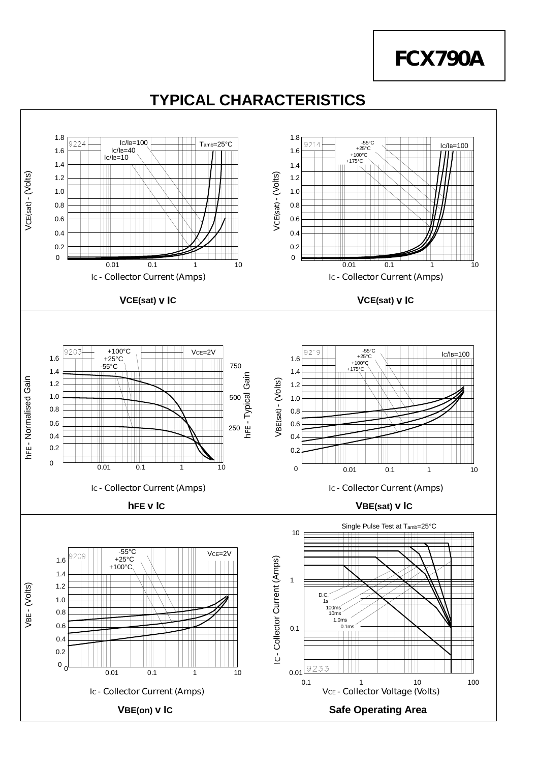# FCX790A

## TYPICAL CHARACTERISTICS

9224
$I_C/I_B$=100
$I_C/I_B$=40
$I_C/I_B$=10
$T_{amb}$=25°C
$V_{CE(sat)}$ - (Volts)
1.8
1.6
1.4
1.2
1.0
0.8
0.6
0.4
0.2
0
0.01
0.1
1
10
$I_C$ - Collector Current (Amps)

**$V_{CE(sat)}$ v $I_C$**

9214
-55°C
+25°C
+100°C
+175°C
$I_C/I_B$=100
$V_{CE(sat)}$ - (Volts)
1.8
1.6
1.4
1.2
1.0
0.8
0.6
0.4
0.2
0
0.01
0.1
1
10
$I_C$ - Collector Current (Amps)

**$V_{CE(sat)}$ v $I_C$**

9203
+100°C
+25°C
-55°C
$V_{CE}$=2V
$h_{FE}$ - Normalised Gain
1.6
1.4
1.2
1.0
0.8
0.6
0.4
0.2
0
$h_{FE}$ - Typical Gain
750
500
250
0.01
0.1
1
10
$I_C$ - Collector Current (Amps)

**$h_{FE}$ v $I_C$**

9219
-55°C
+25°C
+100°C
+175°C
$I_C/I_B$=100
$V_{BE(sat)}$ - (Volts)
1.6
1.4
1.2
1.0
0.8
0.6
0.4
0.2
0
0.01
0.1
1
10
$I_C$ - Collector Current (Amps)

**$V_{BE(sat)}$ v $I_C$**

9209
-55°C
+25°C
+100°C
$V_{CE}$=2V
$V_{BE}$ - (Volts)
1.6
1.4
1.2
1.0
0.8
0.6
0.4
0.2
0
0
0.01
0.1
1
10
$I_C$ - Collector Current (Amps)

**$V_{BE(on)}$ v $I_C$**

Single Pulse Test at $T_{amb}$=25°C
$I_C$ - Collector Current (Amps)
10
1
0.1
0.01
D.C.
1s
100ms
10ms
1.0ms
0.1ms
9233
0.1
1
10
100
$V_{CE}$ - Collector Voltage (Volts)

**Safe Operating Area**